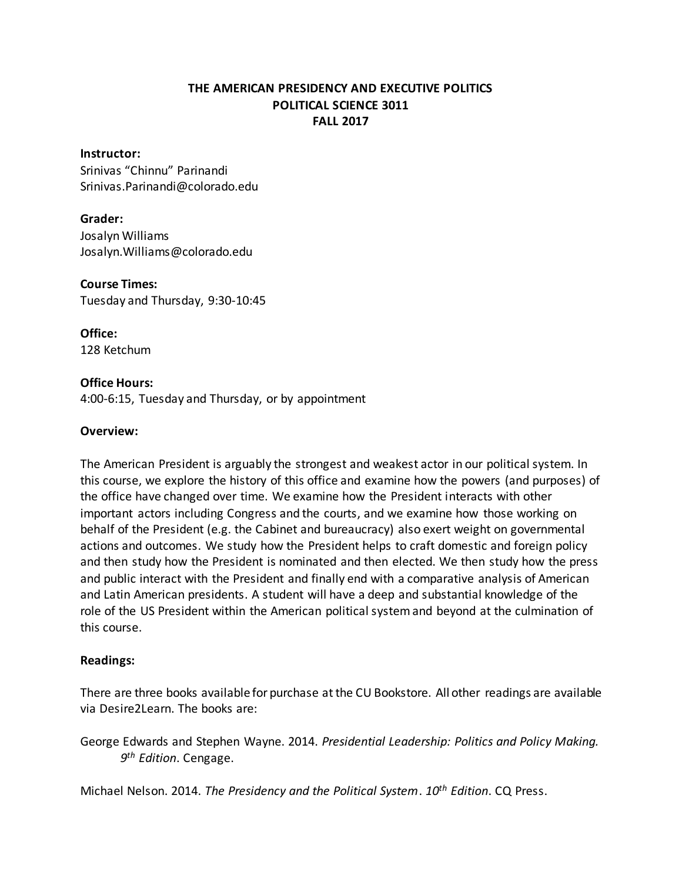# THE AMERICAN PRESIDENCY AND EXECUTIVE POLITICS
## POLITICAL SCIENCE 3011
## FALL 2017

**Instructor:**
Srinivas "Chinnu" Parinandi
Srinivas.Parinandi@colorado.edu

**Grader:**
Josalyn Williams
Josalyn.Williams@colorado.edu

**Course Times:**
Tuesday and Thursday, 9:30-10:45

**Office:**
128 Ketchum

**Office Hours:**
4:00-6:15, Tuesday and Thursday, or by appointment

**Overview:**

The American President is arguably the strongest and weakest actor in our political system. In this course, we explore the history of this office and examine how the powers (and purposes) of the office have changed over time. We examine how the President interacts with other important actors including Congress and the courts, and we examine how those working on behalf of the President (e.g. the Cabinet and bureaucracy) also exert weight on governmental actions and outcomes. We study how the President helps to craft domestic and foreign policy and then study how the President is nominated and then elected. We then study how the press and public interact with the President and finally end with a comparative analysis of American and Latin American presidents. A student will have a deep and substantial knowledge of the role of the US President within the American political system and beyond at the culmination of this course.

**Readings:**

There are three books available for purchase at the CU Bookstore. All other readings are available via Desire2Learn. The books are:

George Edwards and Stephen Wayne. 2014. *Presidential Leadership: Politics and Policy Making. 9th Edition*. Cengage.

Michael Nelson. 2014. *The Presidency and the Political System*. *10th Edition*. CQ Press.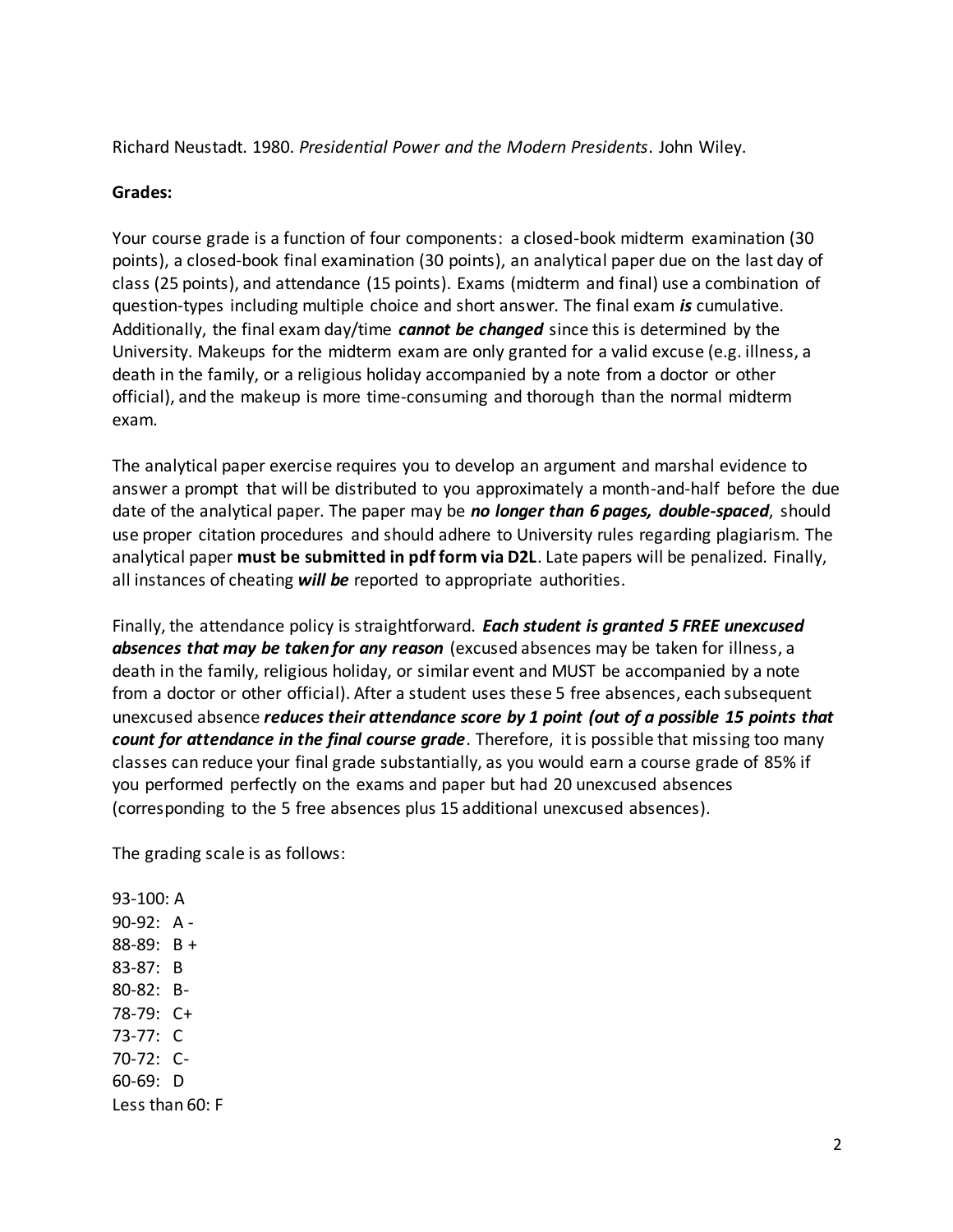Richard Neustadt. 1980. *Presidential Power and the Modern Presidents*. John Wiley.

**Grades:**

Your course grade is a function of four components: a closed-book midterm examination (30 points), a closed-book final examination (30 points), an analytical paper due on the last day of class (25 points), and attendance (15 points). Exams (midterm and final) use a combination of question-types including multiple choice and short answer. The final exam ***is*** cumulative. Additionally, the final exam day/time ***cannot be changed*** since this is determined by the University. Makeups for the midterm exam are only granted for a valid excuse (e.g. illness, a death in the family, or a religious holiday accompanied by a note from a doctor or other official), and the makeup is more time-consuming and thorough than the normal midterm exam.

The analytical paper exercise requires you to develop an argument and marshal evidence to answer a prompt that will be distributed to you approximately a month-and-half before the due date of the analytical paper. The paper may be ***no longer than 6 pages, double-spaced***, should use proper citation procedures and should adhere to University rules regarding plagiarism. The analytical paper **must be submitted in pdf form via D2L**. Late papers will be penalized. Finally, all instances of cheating ***will be*** reported to appropriate authorities.

Finally, the attendance policy is straightforward. ***Each student is granted 5 FREE unexcused absences that may be taken for any reason*** (excused absences may be taken for illness, a death in the family, religious holiday, or similar event and MUST be accompanied by a note from a doctor or other official). After a student uses these 5 free absences, each subsequent unexcused absence ***reduces their attendance score by 1 point (out of a possible 15 points that count for attendance in the final course grade***. Therefore, it is possible that missing too many classes can reduce your final grade substantially, as you would earn a course grade of 85% if you performed perfectly on the exams and paper but had 20 unexcused absences (corresponding to the 5 free absences plus 15 additional unexcused absences).

The grading scale is as follows:

93-100: A  
90-92: A -  
88-89: B +  
83-87: B  
80-82: B-  
78-79: C+  
73-77: C  
70-72: C-  
60-69: D  
Less than 60: F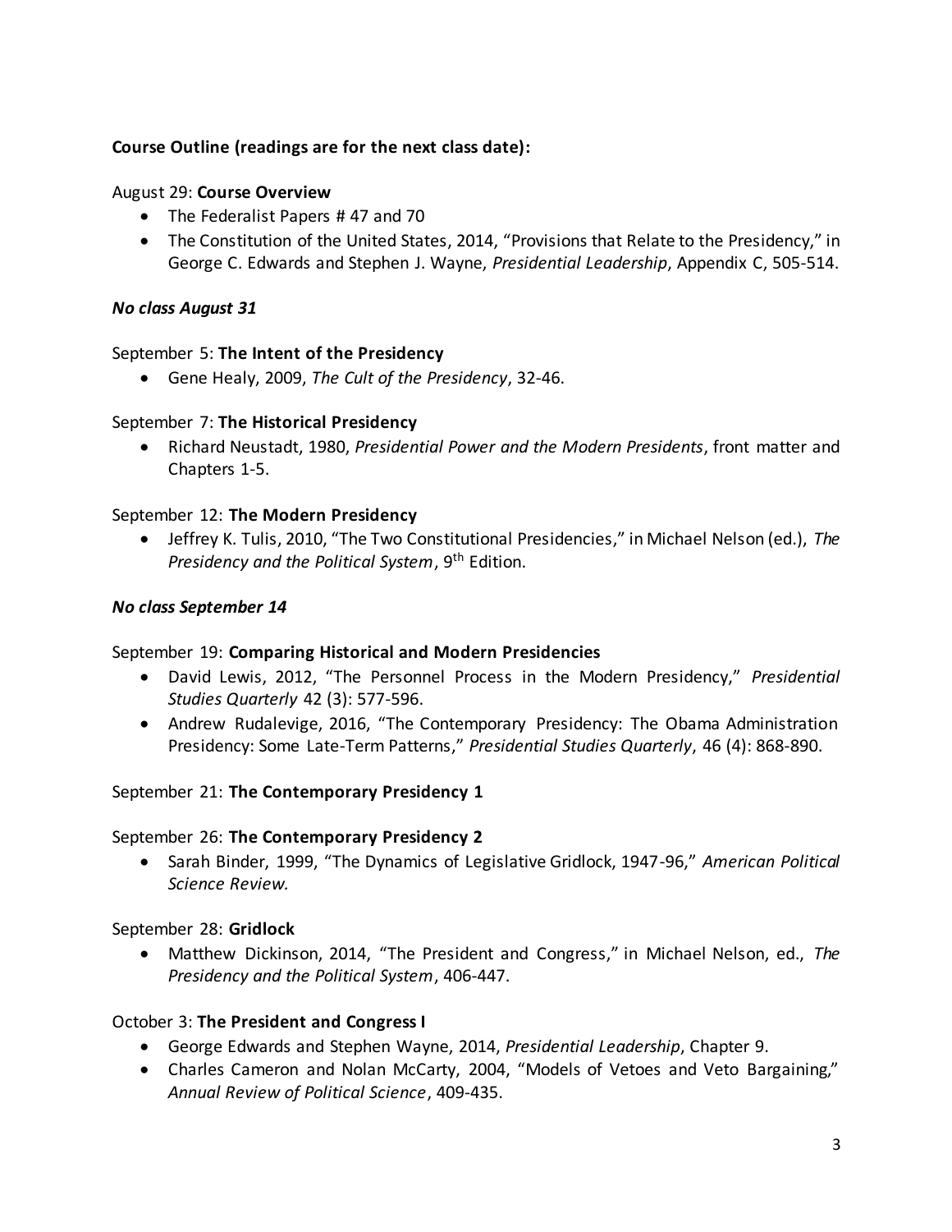**Course Outline (readings are for the next class date):**

August 29: **Course Overview**

- The Federalist Papers # 47 and 70
- The Constitution of the United States, 2014, "Provisions that Relate to the Presidency," in George C. Edwards and Stephen J. Wayne, *Presidential Leadership*, Appendix C, 505-514.

***No class August 31***

September 5: **The Intent of the Presidency**

- Gene Healy, 2009, *The Cult of the Presidency*, 32-46.

September 7: **The Historical Presidency**

- Richard Neustadt, 1980, *Presidential Power and the Modern Presidents*, front matter and Chapters 1-5.

September 12: **The Modern Presidency**

- Jeffrey K. Tulis, 2010, "The Two Constitutional Presidencies," in Michael Nelson (ed.), *The Presidency and the Political System*, 9th Edition.

***No class September 14***

September 19: **Comparing Historical and Modern Presidencies**

- David Lewis, 2012, "The Personnel Process in the Modern Presidency," *Presidential Studies Quarterly* 42 (3): 577-596.
- Andrew Rudalevige, 2016, "The Contemporary Presidency: The Obama Administration Presidency: Some Late-Term Patterns," *Presidential Studies Quarterly*, 46 (4): 868-890.

September 21: **The Contemporary Presidency 1**

September 26: **The Contemporary Presidency 2**

- Sarah Binder, 1999, "The Dynamics of Legislative Gridlock, 1947-96," *American Political Science Review.*

September 28: **Gridlock**

- Matthew Dickinson, 2014, "The President and Congress," in Michael Nelson, ed., *The Presidency and the Political System*, 406-447.

October 3: **The President and Congress I**

- George Edwards and Stephen Wayne, 2014, *Presidential Leadership*, Chapter 9.
- Charles Cameron and Nolan McCarty, 2004, "Models of Vetoes and Veto Bargaining," *Annual Review of Political Science*, 409-435.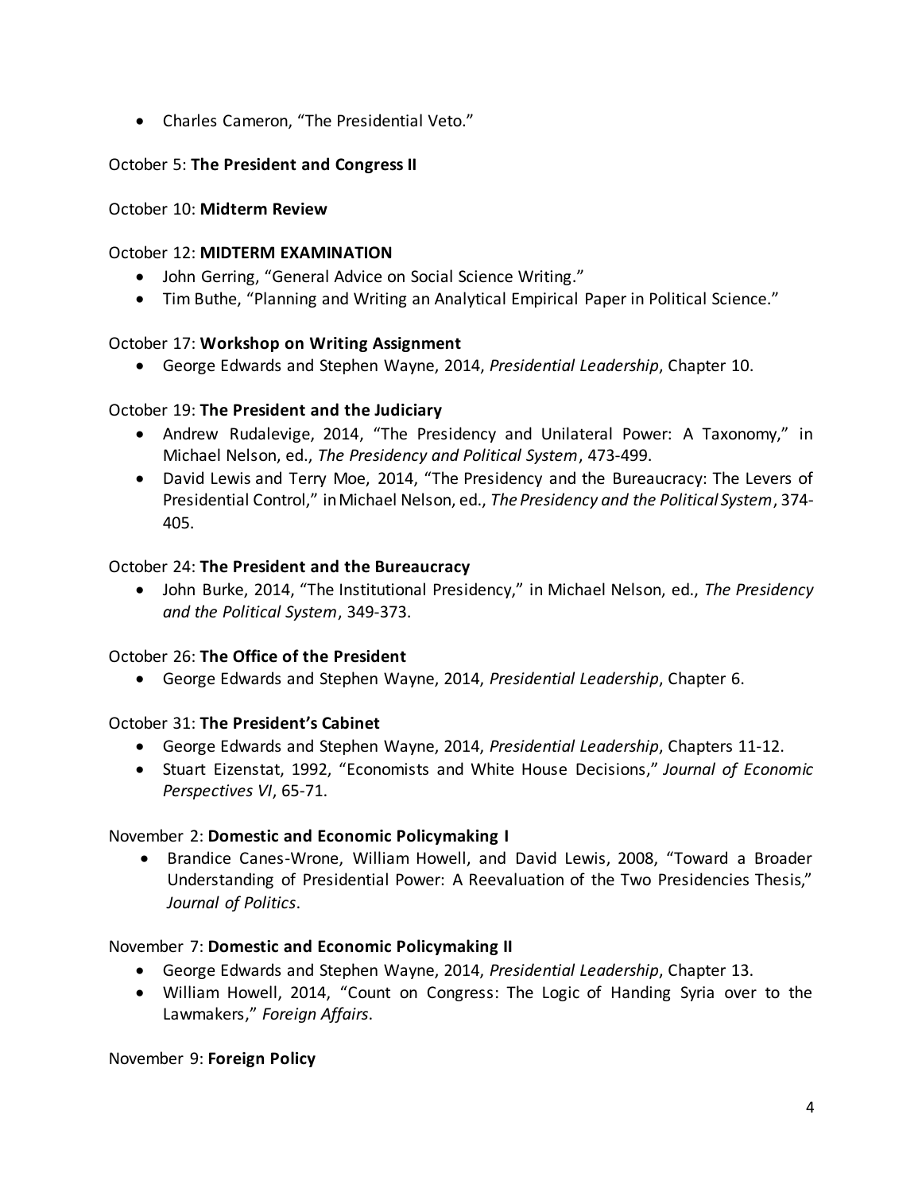- Charles Cameron, “The Presidential Veto.”

October 5: **The President and Congress II**

October 10: **Midterm Review**

October 12: **MIDTERM EXAMINATION**

- John Gerring, “General Advice on Social Science Writing.”
- Tim Buthe, “Planning and Writing an Analytical Empirical Paper in Political Science.”

October 17: **Workshop on Writing Assignment**

- George Edwards and Stephen Wayne, 2014, *Presidential Leadership*, Chapter 10.

October 19: **The President and the Judiciary**

- Andrew Rudalevige, 2014, “The Presidency and Unilateral Power: A Taxonomy,” in Michael Nelson, ed., *The Presidency and Political System*, 473-499.
- David Lewis and Terry Moe, 2014, “The Presidency and the Bureaucracy: The Levers of Presidential Control,” in Michael Nelson, ed., *The Presidency and the Political System*, 374-405.

October 24: **The President and the Bureaucracy**

- John Burke, 2014, “The Institutional Presidency,” in Michael Nelson, ed., *The Presidency and the Political System*, 349-373.

October 26: **The Office of the President**

- George Edwards and Stephen Wayne, 2014, *Presidential Leadership*, Chapter 6.

October 31: **The President’s Cabinet**

- George Edwards and Stephen Wayne, 2014, *Presidential Leadership*, Chapters 11-12.
- Stuart Eizenstat, 1992, “Economists and White House Decisions,” *Journal of Economic Perspectives VI*, 65-71.

November 2: **Domestic and Economic Policymaking I**

- Brandice Canes-Wrone, William Howell, and David Lewis, 2008, “Toward a Broader Understanding of Presidential Power: A Reevaluation of the Two Presidencies Thesis,” *Journal of Politics*.

November 7: **Domestic and Economic Policymaking II**

- George Edwards and Stephen Wayne, 2014, *Presidential Leadership*, Chapter 13.
- William Howell, 2014, “Count on Congress: The Logic of Handing Syria over to the Lawmakers,” *Foreign Affairs*.

November 9: **Foreign Policy**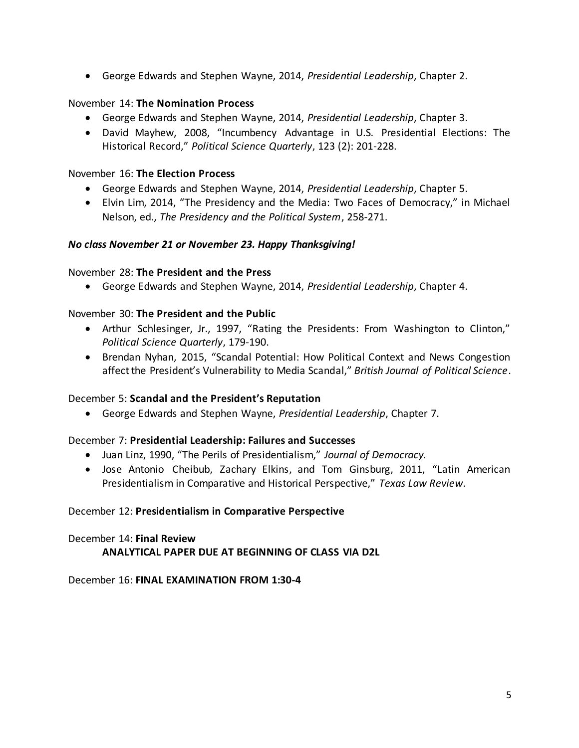- George Edwards and Stephen Wayne, 2014, *Presidential Leadership*, Chapter 2.

November 14: **The Nomination Process**

- George Edwards and Stephen Wayne, 2014, *Presidential Leadership*, Chapter 3.
- David Mayhew, 2008, "Incumbency Advantage in U.S. Presidential Elections: The Historical Record," *Political Science Quarterly*, 123 (2): 201-228.

November 16: **The Election Process**

- George Edwards and Stephen Wayne, 2014, *Presidential Leadership*, Chapter 5.
- Elvin Lim, 2014, "The Presidency and the Media: Two Faces of Democracy," in Michael Nelson, ed., *The Presidency and the Political System*, 258-271.

***No class November 21 or November 23. Happy Thanksgiving!***

November 28: **The President and the Press**

- George Edwards and Stephen Wayne, 2014, *Presidential Leadership*, Chapter 4.

November 30: **The President and the Public**

- Arthur Schlesinger, Jr., 1997, "Rating the Presidents: From Washington to Clinton," *Political Science Quarterly*, 179-190.
- Brendan Nyhan, 2015, "Scandal Potential: How Political Context and News Congestion affect the President's Vulnerability to Media Scandal," *British Journal of Political Science*.

December 5: **Scandal and the President's Reputation**

- George Edwards and Stephen Wayne, *Presidential Leadership*, Chapter 7.

December 7: **Presidential Leadership: Failures and Successes**

- Juan Linz, 1990, "The Perils of Presidentialism," *Journal of Democracy.*
- Jose Antonio Cheibub, Zachary Elkins, and Tom Ginsburg, 2011, "Latin American Presidentialism in Comparative and Historical Perspective," *Texas Law Review*.

December 12: **Presidentialism in Comparative Perspective**

December 14: **Final Review**
**ANALYTICAL PAPER DUE AT BEGINNING OF CLASS VIA D2L**

December 16: **FINAL EXAMINATION FROM 1:30-4**